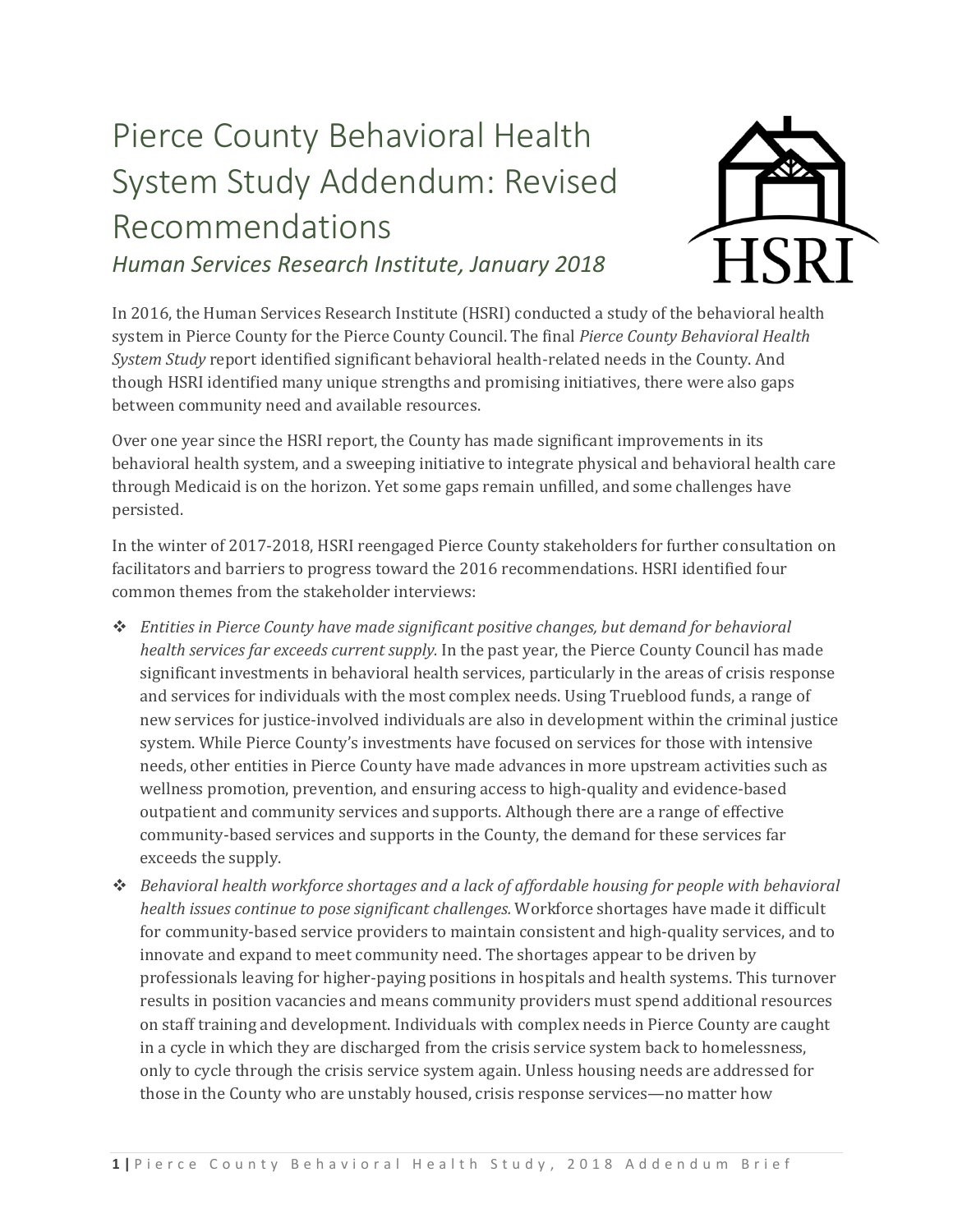# Pierce County Behavioral Health System Study Addendum: Revised Recommendations

*Human Services Research Institute, January 2018*

In 2016, the Human Services Research Institute (HSRI) conducted a study of the behavioral health system in Pierce County for the Pierce County Council. The final *Pierce County Behavioral Health System Study* report identified significant behavioral health-related needs in the County. And though HSRI identified many unique strengths and promising initiatives, there were also gaps between community need and available resources.

Over one year since the HSRI report, the County has made significant improvements in its behavioral health system, and a sweeping initiative to integrate physical and behavioral health care through Medicaid is on the horizon. Yet some gaps remain unfilled, and some challenges have persisted.

In the winter of 2017-2018, HSRI reengaged Pierce County stakeholders for further consultation on facilitators and barriers to progress toward the 2016 recommendations. HSRI identified four common themes from the stakeholder interviews:

- *Entities in Pierce County have made significant positive changes, but demand for behavioral health services far exceeds current supply.* In the past year, the Pierce County Council has made significant investments in behavioral health services, particularly in the areas of crisis response and services for individuals with the most complex needs. Using Trueblood funds, a range of new services for justice-involved individuals are also in development within the criminal justice system. While Pierce County's investments have focused on services for those with intensive needs, other entities in Pierce County have made advances in more upstream activities such as wellness promotion, prevention, and ensuring access to high-quality and evidence-based outpatient and community services and supports. Although there are a range of effective community-based services and supports in the County, the demand for these services far exceeds the supply.
- *Behavioral health workforce shortages and a lack of affordable housing for people with behavioral health issues continue to pose significant challenges.* Workforce shortages have made it difficult for community-based service providers to maintain consistent and high-quality services, and to innovate and expand to meet community need. The shortages appear to be driven by professionals leaving for higher-paying positions in hospitals and health systems. This turnover results in position vacancies and means community providers must spend additional resources on staff training and development. Individuals with complex needs in Pierce County are caught in a cycle in which they are discharged from the crisis service system back to homelessness, only to cycle through the crisis service system again. Unless housing needs are addressed for those in the County who are unstably housed, crisis response services—no matter how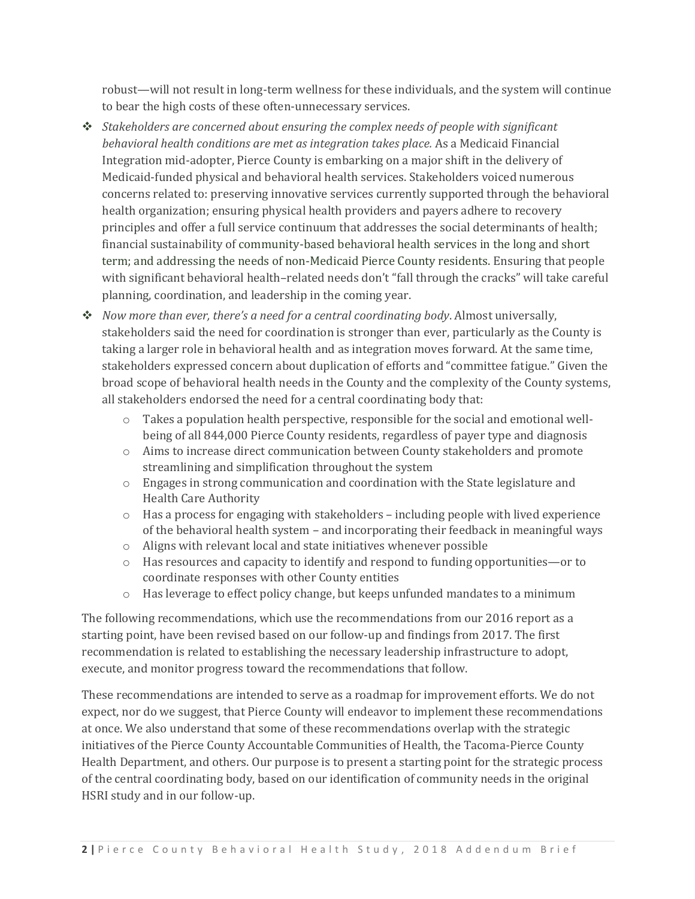robust—will not result in long-term wellness for these individuals, and the system will continue to bear the high costs of these often-unnecessary services.

- *Stakeholders are concerned about ensuring the complex needs of people with significant behavioral health conditions are met as integration takes place.* As a Medicaid Financial Integration mid-adopter, Pierce County is embarking on a major shift in the delivery of Medicaid-funded physical and behavioral health services. Stakeholders voiced numerous concerns related to: preserving innovative services currently supported through the behavioral health organization; ensuring physical health providers and payers adhere to recovery principles and offer a full service continuum that addresses the social determinants of health; financial sustainability of community-based behavioral health services in the long and short term; and addressing the needs of non-Medicaid Pierce County residents. Ensuring that people with significant behavioral health–related needs don't "fall through the cracks" will take careful planning, coordination, and leadership in the coming year.
- *Now more than ever, there's a need for a central coordinating body*. Almost universally, stakeholders said the need for coordination is stronger than ever, particularly as the County is taking a larger role in behavioral health and as integration moves forward. At the same time, stakeholders expressed concern about duplication of efforts and "committee fatigue." Given the broad scope of behavioral health needs in the County and the complexity of the County systems, all stakeholders endorsed the need for a central coordinating body that:
  - Takes a population health perspective, responsible for the social and emotional well-being of all 844,000 Pierce County residents, regardless of payer type and diagnosis
  - Aims to increase direct communication between County stakeholders and promote streamlining and simplification throughout the system
  - Engages in strong communication and coordination with the State legislature and Health Care Authority
  - Has a process for engaging with stakeholders – including people with lived experience of the behavioral health system – and incorporating their feedback in meaningful ways
  - Aligns with relevant local and state initiatives whenever possible
  - Has resources and capacity to identify and respond to funding opportunities—or to coordinate responses with other County entities
  - Has leverage to effect policy change, but keeps unfunded mandates to a minimum

The following recommendations, which use the recommendations from our 2016 report as a starting point, have been revised based on our follow-up and findings from 2017. The first recommendation is related to establishing the necessary leadership infrastructure to adopt, execute, and monitor progress toward the recommendations that follow.

These recommendations are intended to serve as a roadmap for improvement efforts. We do not expect, nor do we suggest, that Pierce County will endeavor to implement these recommendations at once. We also understand that some of these recommendations overlap with the strategic initiatives of the Pierce County Accountable Communities of Health, the Tacoma-Pierce County Health Department, and others. Our purpose is to present a starting point for the strategic process of the central coordinating body, based on our identification of community needs in the original HSRI study and in our follow-up.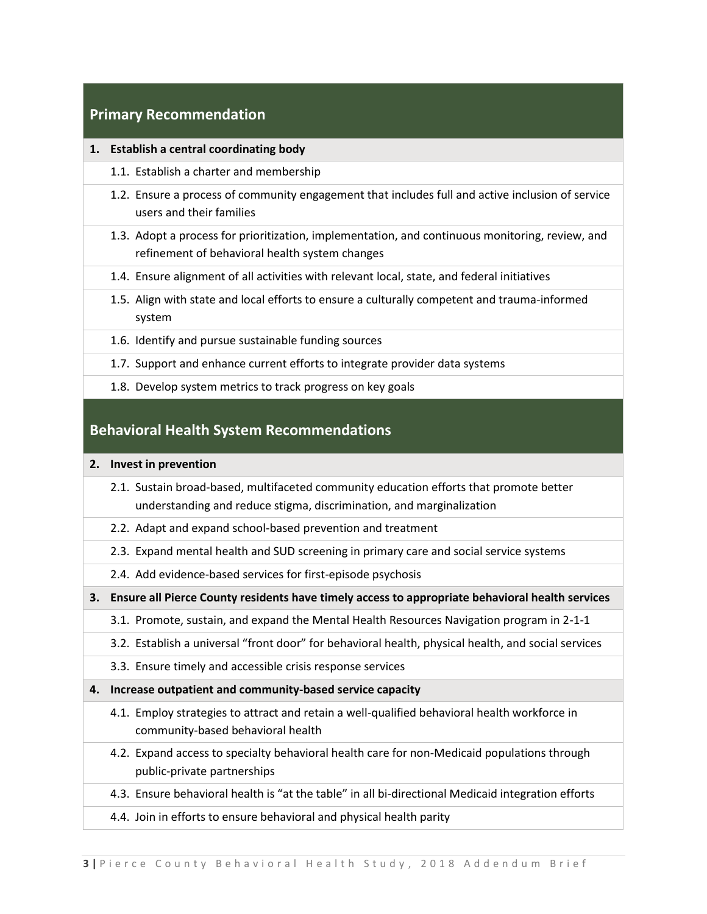## Primary Recommendation

**1. Establish a central coordinating body**

- 1.1. Establish a charter and membership
- 1.2. Ensure a process of community engagement that includes full and active inclusion of service users and their families
- 1.3. Adopt a process for prioritization, implementation, and continuous monitoring, review, and refinement of behavioral health system changes
- 1.4. Ensure alignment of all activities with relevant local, state, and federal initiatives
- 1.5. Align with state and local efforts to ensure a culturally competent and trauma-informed system
- 1.6. Identify and pursue sustainable funding sources
- 1.7. Support and enhance current efforts to integrate provider data systems
- 1.8. Develop system metrics to track progress on key goals

## Behavioral Health System Recommendations

**2. Invest in prevention**

- 2.1. Sustain broad-based, multifaceted community education efforts that promote better understanding and reduce stigma, discrimination, and marginalization
- 2.2. Adapt and expand school-based prevention and treatment
- 2.3. Expand mental health and SUD screening in primary care and social service systems
- 2.4. Add evidence-based services for first-episode psychosis

**3. Ensure all Pierce County residents have timely access to appropriate behavioral health services**

- 3.1. Promote, sustain, and expand the Mental Health Resources Navigation program in 2-1-1
- 3.2. Establish a universal "front door" for behavioral health, physical health, and social services
- 3.3. Ensure timely and accessible crisis response services

**4. Increase outpatient and community-based service capacity**

- 4.1. Employ strategies to attract and retain a well-qualified behavioral health workforce in community-based behavioral health
- 4.2. Expand access to specialty behavioral health care for non-Medicaid populations through public-private partnerships
- 4.3. Ensure behavioral health is "at the table" in all bi-directional Medicaid integration efforts
- 4.4. Join in efforts to ensure behavioral and physical health parity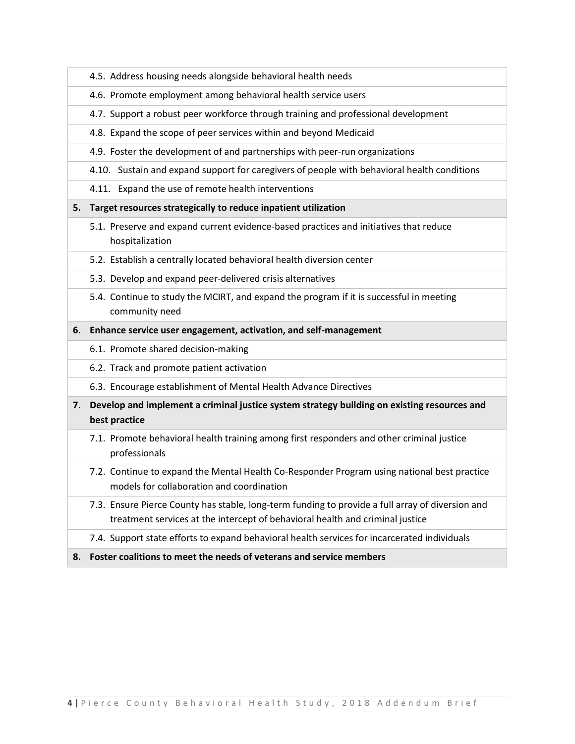| | |
|---|---|
| | 4.5. Address housing needs alongside behavioral health needs |
| | 4.6. Promote employment among behavioral health service users |
| | 4.7. Support a robust peer workforce through training and professional development |
| | 4.8. Expand the scope of peer services within and beyond Medicaid |
| | 4.9. Foster the development of and partnerships with peer-run organizations |
| | 4.10. Sustain and expand support for caregivers of people with behavioral health conditions |
| | 4.11. Expand the use of remote health interventions |
| **5.** | **Target resources strategically to reduce inpatient utilization** |
| | 5.1. Preserve and expand current evidence-based practices and initiatives that reduce hospitalization |
| | 5.2. Establish a centrally located behavioral health diversion center |
| | 5.3. Develop and expand peer-delivered crisis alternatives |
| | 5.4. Continue to study the MCIRT, and expand the program if it is successful in meeting community need |
| **6.** | **Enhance service user engagement, activation, and self-management** |
| | 6.1. Promote shared decision-making |
| | 6.2. Track and promote patient activation |
| | 6.3. Encourage establishment of Mental Health Advance Directives |
| **7.** | **Develop and implement a criminal justice system strategy building on existing resources and best practice** |
| | 7.1. Promote behavioral health training among first responders and other criminal justice professionals |
| | 7.2. Continue to expand the Mental Health Co-Responder Program using national best practice models for collaboration and coordination |
| | 7.3. Ensure Pierce County has stable, long-term funding to provide a full array of diversion and treatment services at the intercept of behavioral health and criminal justice |
| | 7.4. Support state efforts to expand behavioral health services for incarcerated individuals |
| **8.** | **Foster coalitions to meet the needs of veterans and service members** |